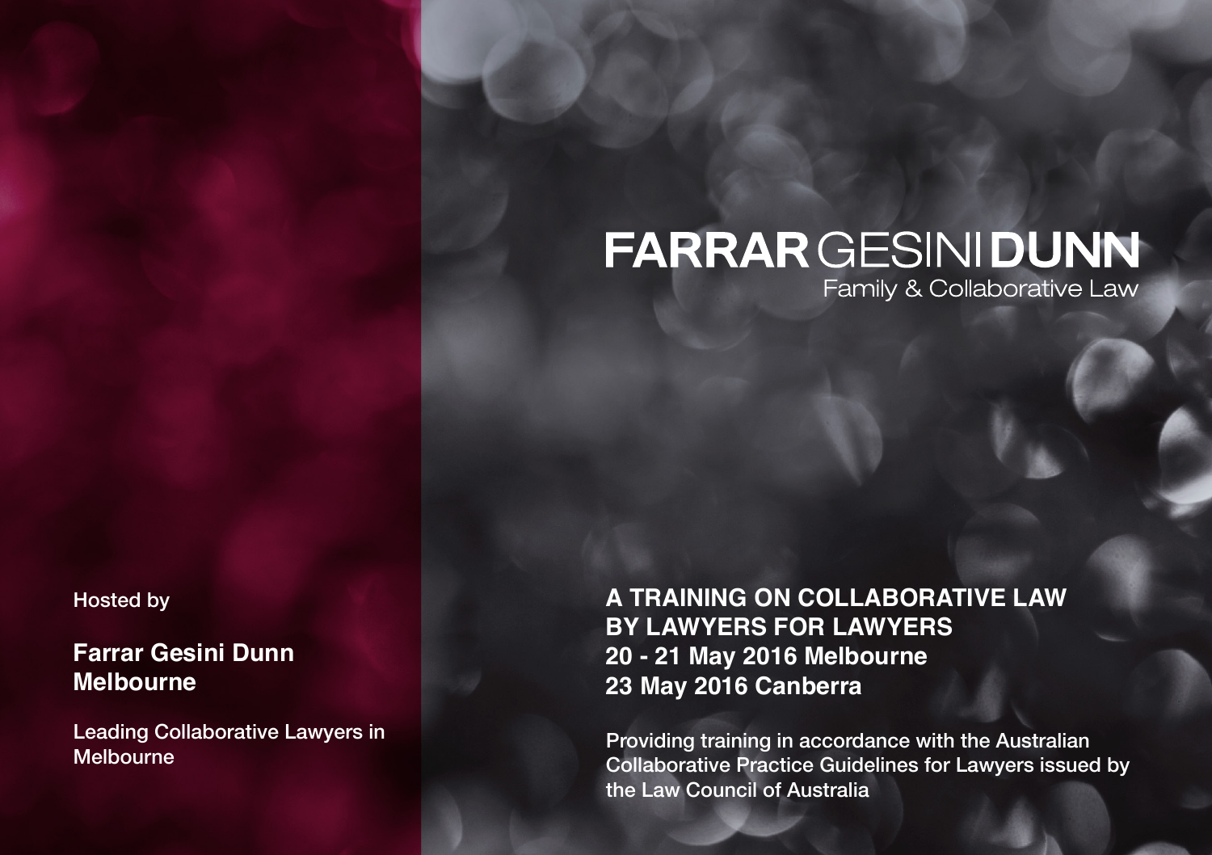# FARRAR GESINI DUNN

Family & Collaborative Law

Hosted by

**Farrar Gesini Dunn Melbourne**

Leading Collaborative Lawyers in Melbourne

**A TRAINING ON COLLABORATIVE LAW BY LAWYERS FOR LAWYERS**
**20 - 21 May 2016 Melbourne**
**23 May 2016 Canberra**

Providing training in accordance with the Australian Collaborative Practice Guidelines for Lawyers issued by the Law Council of Australia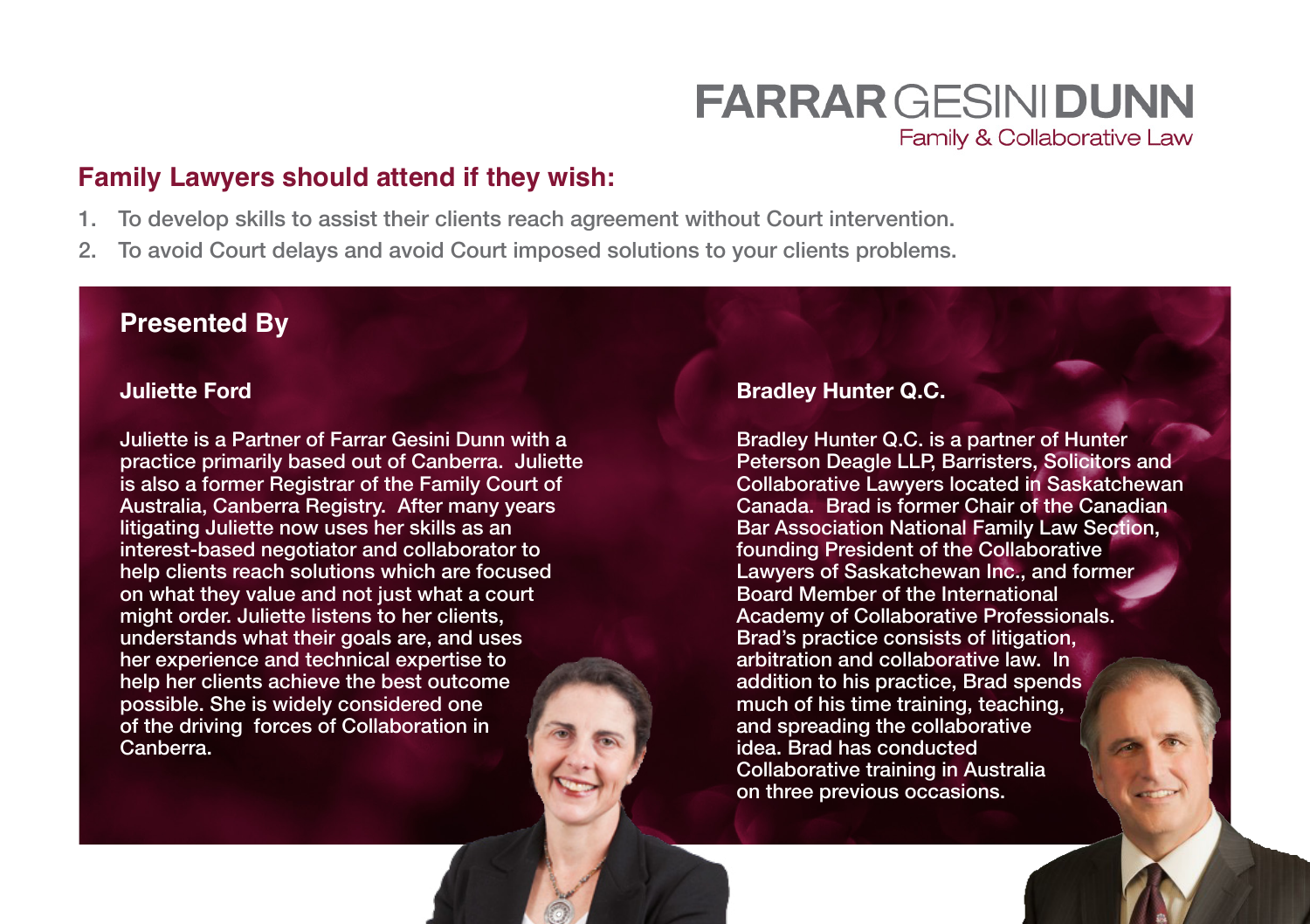**FARRAR GESINI DUNN**
Family & Collaborative Law

## Family Lawyers should attend if they wish:

1. To develop skills to assist their clients reach agreement without Court intervention.
2. To avoid Court delays and avoid Court imposed solutions to your clients problems.

## Presented By

### Juliette Ford

Juliette is a Partner of Farrar Gesini Dunn with a practice primarily based out of Canberra. Juliette is also a former Registrar of the Family Court of Australia, Canberra Registry. After many years litigating Juliette now uses her skills as an interest-based negotiator and collaborator to help clients reach solutions which are focused on what they value and not just what a court might order. Juliette listens to her clients, understands what their goals are, and uses her experience and technical expertise to help her clients achieve the best outcome possible. She is widely considered one of the driving forces of Collaboration in Canberra.

### Bradley Hunter Q.C.

Bradley Hunter Q.C. is a partner of Hunter Peterson Deagle LLP, Barristers, Solicitors and Collaborative Lawyers located in Saskatchewan Canada. Brad is former Chair of the Canadian Bar Association National Family Law Section, founding President of the Collaborative Lawyers of Saskatchewan Inc., and former Board Member of the International Academy of Collaborative Professionals. Brad's practice consists of litigation, arbitration and collaborative law. In addition to his practice, Brad spends much of his time training, teaching, and spreading the collaborative idea. Brad has conducted Collaborative training in Australia on three previous occasions.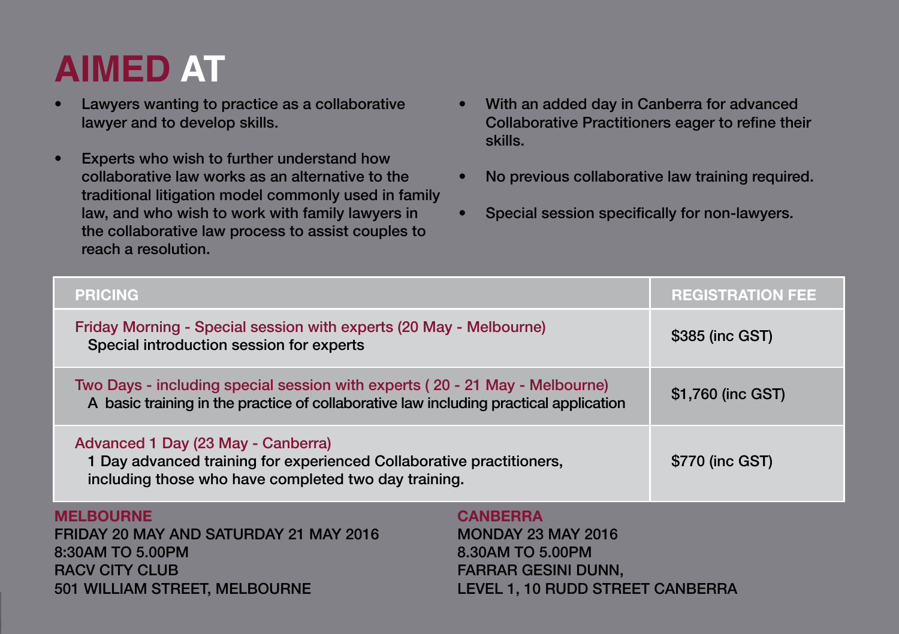# AIMED AT

- Lawyers wanting to practice as a collaborative lawyer and to develop skills.
- Experts who wish to further understand how collaborative law works as an alternative to the traditional litigation model commonly used in family law, and who wish to work with family lawyers in the collaborative law process to assist couples to reach a resolution.
- With an added day in Canberra for advanced Collaborative Practitioners eager to refine their skills.
- No previous collaborative law training required.
- Special session specifically for non-lawyers.

| PRICING | REGISTRATION FEE |
|---|---|
| Friday Morning - Special session with experts (20 May - Melbourne)<br>Special introduction session for experts | $385 (inc GST) |
| Two Days - including special session with experts ( 20 - 21 May - Melbourne)<br>A basic training in the practice of collaborative law including practical application | $1,760 (inc GST) |
| Advanced 1 Day (23 May - Canberra)<br>1 Day advanced training for experienced Collaborative practitioners, including those who have completed two day training. | $770 (inc GST) |

**MELBOURNE**
FRIDAY 20 MAY AND SATURDAY 21 MAY 2016
8:30AM TO 5.00PM
RACV CITY CLUB
501 WILLIAM STREET, MELBOURNE

**CANBERRA**
MONDAY 23 MAY 2016
8.30AM TO 5.00PM
FARRAR GESINI DUNN,
LEVEL 1, 10 RUDD STREET CANBERRA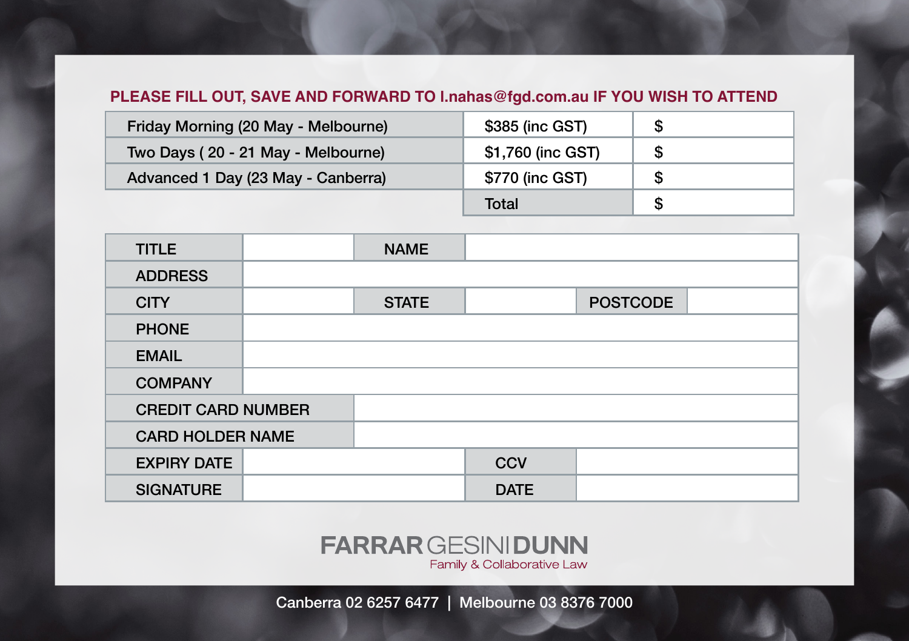**PLEASE FILL OUT, SAVE AND FORWARD TO l.nahas@fgd.com.au IF YOU WISH TO ATTEND**

| | | |
|---|---|---|
| Friday Morning (20 May - Melbourne) | $385 (inc GST) | $ |
| Two Days ( 20 - 21 May - Melbourne) | $1,760 (inc GST) | $ |
| Advanced 1 Day (23 May - Canberra) | $770 (inc GST) | $ |
| | Total | $ |

| | | | | | |
|---|---|---|---|---|---|
| TITLE | | NAME | | | |
| ADDRESS | | | | | |
| CITY | | STATE | | POSTCODE | |
| PHONE | | | | | |
| EMAIL | | | | | |
| COMPANY | | | | | |
| CREDIT CARD NUMBER | | | | | |
| CARD HOLDER NAME | | | | | |
| EXPIRY DATE | | CCV | | | |
| SIGNATURE | | DATE | | | |

**FARRAR GESINI DUNN**
Family & Collaborative Law

Canberra 02 6257 6477 | Melbourne 03 8376 7000